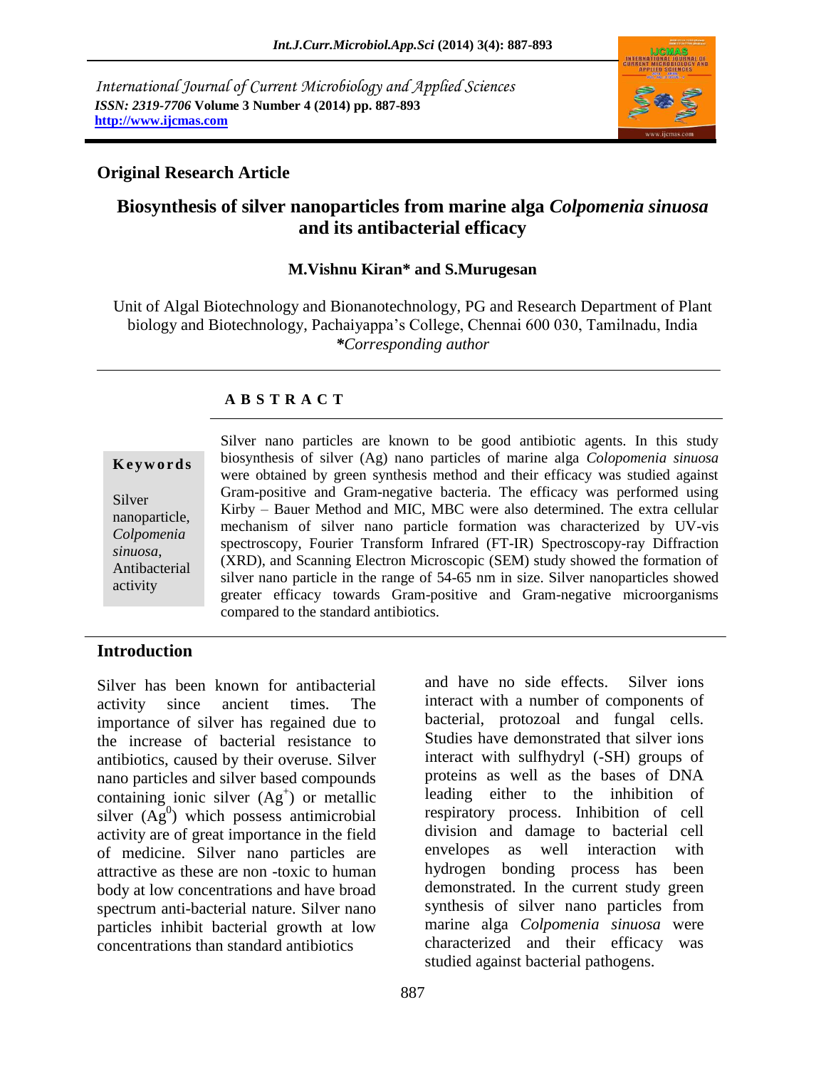International Journal of Current Microbiology and Applied Sciences
*ISSN: 2319-7706* **Volume 3 Number 4 (2014) pp. 887-893**
**http://www.ijcmas.com**

**Original Research Article**

# Biosynthesis of silver nanoparticles from marine alga *Colpomenia sinuosa* and its antibacterial efficacy

**M.Vishnu Kiran\* and S.Murugesan**

Unit of Algal Biotechnology and Bionanotechnology, PG and Research Department of Plant biology and Biotechnology, Pachaiyappa's College, Chennai 600 030, Tamilnadu, India
***Corresponding author***

## A B S T R A C T

**Keywords**

Silver nanoparticle, *Colpomenia sinuosa*, Antibacterial activity

Silver nano particles are known to be good antibiotic agents. In this study biosynthesis of silver (Ag) nano particles of marine alga *Colopomenia sinuosa* were obtained by green synthesis method and their efficacy was studied against Gram-positive and Gram-negative bacteria. The efficacy was performed using Kirby – Bauer Method and MIC, MBC were also determined. The extra cellular mechanism of silver nano particle formation was characterized by UV-vis spectroscopy, Fourier Transform Infrared (FT-IR) Spectroscopy-ray Diffraction (XRD), and Scanning Electron Microscopic (SEM) study showed the formation of silver nano particle in the range of 54-65 nm in size. Silver nanoparticles showed greater efficacy towards Gram-positive and Gram-negative microorganisms compared to the standard antibiotics.

## Introduction

Silver has been known for antibacterial activity since ancient times. The importance of silver has regained due to the increase of bacterial resistance to antibiotics, caused by their overuse. Silver nano particles and silver based compounds containing ionic silver ($Ag^{+}$) or metallic silver ($Ag^{0}$) which possess antimicrobial activity are of great importance in the field of medicine. Silver nano particles are attractive as these are non -toxic to human body at low concentrations and have broad spectrum anti-bacterial nature. Silver nano particles inhibit bacterial growth at low concentrations than standard antibiotics and have no side effects. Silver ions interact with a number of components of bacterial, protozoal and fungal cells. Studies have demonstrated that silver ions interact with sulfhydryl (-SH) groups of proteins as well as the bases of DNA leading either to the inhibition of respiratory process. Inhibition of cell division and damage to bacterial cell envelopes as well interaction with hydrogen bonding process has been demonstrated. In the current study green synthesis of silver nano particles from marine alga *Colpomenia sinuosa* were characterized and their efficacy was studied against bacterial pathogens.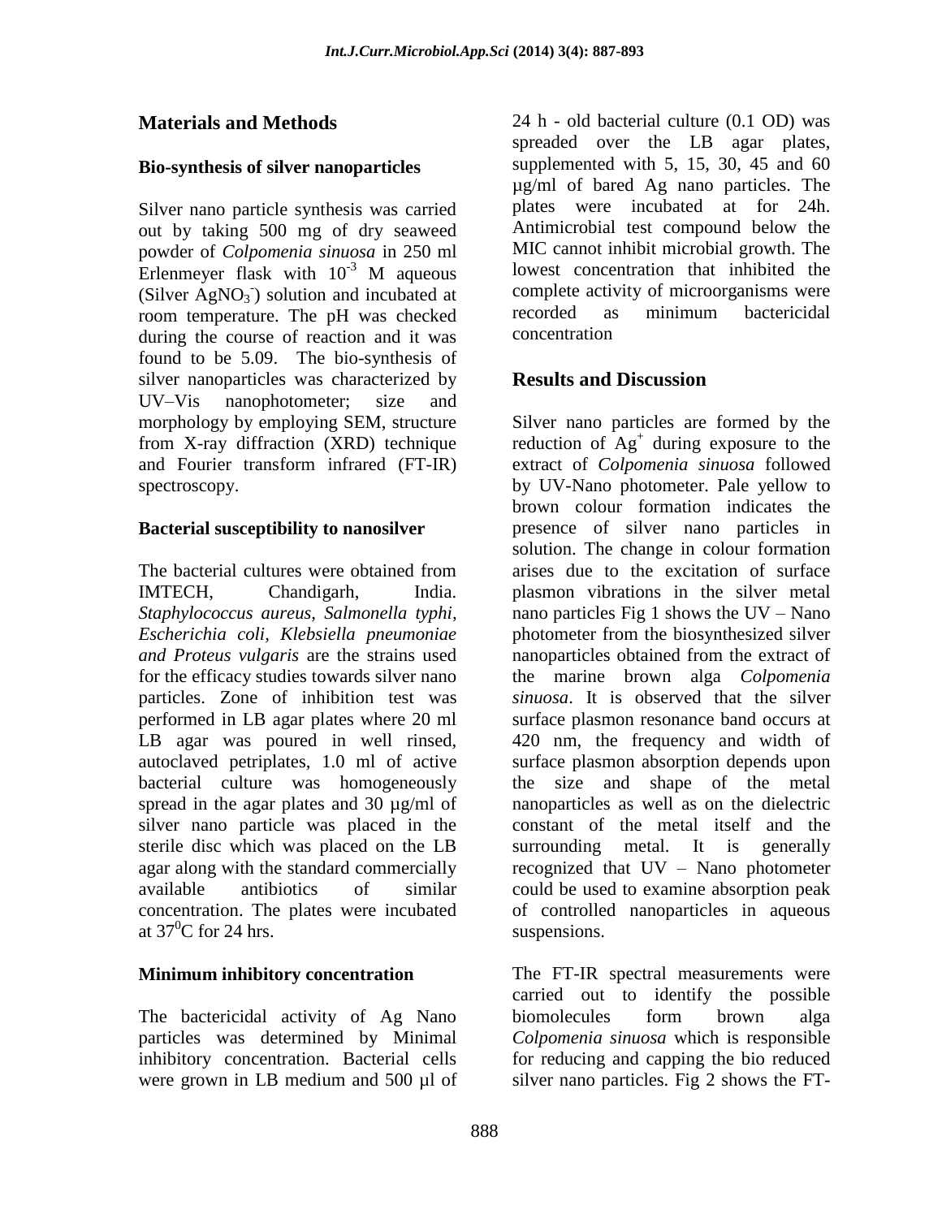## Materials and Methods

### Bio-synthesis of silver nanoparticles

Silver nano particle synthesis was carried out by taking 500 mg of dry seaweed powder of *Colpomenia sinuosa* in 250 ml Erlenmeyer flask with $10^{-3}$ M aqueous (Silver $AgNO_3^-$) solution and incubated at room temperature. The pH was checked during the course of reaction and it was found to be 5.09. The bio-synthesis of silver nanoparticles was characterized by UV–Vis nanophotometer; size and morphology by employing SEM, structure from X-ray diffraction (XRD) technique and Fourier transform infrared (FT-IR) spectroscopy.

### Bacterial susceptibility to nanosilver

The bacterial cultures were obtained from IMTECH, Chandigarh, India. *Staphylococcus aureus, Salmonella typhi, Escherichia coli, Klebsiella pneumoniae and Proteus vulgaris* are the strains used for the efficacy studies towards silver nano particles. Zone of inhibition test was performed in LB agar plates where 20 ml LB agar was poured in well rinsed, autoclaved petriplates, 1.0 ml of active bacterial culture was homogeneously spread in the agar plates and 30 µg/ml of silver nano particle was placed in the sterile disc which was placed on the LB agar along with the standard commercially available antibiotics of similar concentration. The plates were incubated at $37^0$C for 24 hrs.

### Minimum inhibitory concentration

The bactericidal activity of Ag Nano particles was determined by Minimal inhibitory concentration. Bacterial cells were grown in LB medium and 500 µl of 24 h - old bacterial culture (0.1 OD) was spread over the LB agar plates, supplemented with 5, 15, 30, 45 and 60 µg/ml of bared Ag nano particles. The plates were incubated at for 24h. Antimicrobial test compound below the MIC cannot inhibit microbial growth. The lowest concentration that inhibited the complete activity of microorganisms were recorded as minimum bactericidal concentration

## Results and Discussion

Silver nano particles are formed by the reduction of $Ag^+$ during exposure to the extract of *Colpomenia sinuosa* followed by UV-Nano photometer. Pale yellow to brown colour formation indicates the presence of silver nano particles in solution. The change in colour formation arises due to the excitation of surface plasmon vibrations in the silver metal nano particles Fig 1 shows the UV – Nano photometer from the biosynthesized silver nanoparticles obtained from the extract of the marine brown alga *Colpomenia sinuosa*. It is observed that the silver surface plasmon resonance band occurs at 420 nm, the frequency and width of surface plasmon absorption depends upon the size and shape of the metal nanoparticles as well as on the dielectric constant of the metal itself and the surrounding metal. It is generally recognized that UV – Nano photometer could be used to examine absorption peak of controlled nanoparticles in aqueous suspensions.

The FT-IR spectral measurements were carried out to identify the possible biomolecules form brown alga *Colpomenia sinuosa* which is responsible for reducing and capping the bio reduced silver nano particles. Fig 2 shows the FT-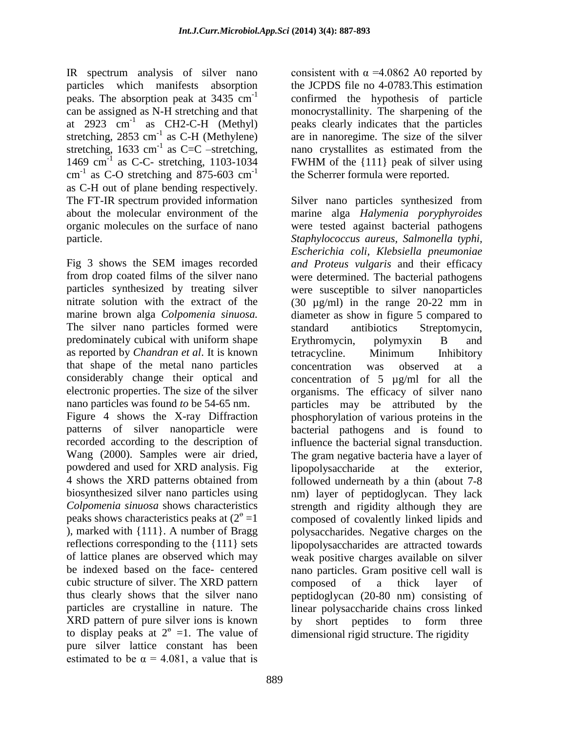IR spectrum analysis of silver nano particles which manifests absorption peaks. The absorption peak at 3435 $cm^{-1}$ can be assigned as N-H stretching and that at 2923 $cm^{-1}$ as CH2-C-H (Methyl) stretching, 2853 $cm^{-1}$ as C-H (Methylene) stretching, 1633 $cm^{-1}$ as C=C –stretching, 1469 $cm^{-1}$ as C-C- stretching, 1103-1034 $cm^{-1}$ as C-O stretching and 875-603 $cm^{-1}$ as C-H out of plane bending respectively. The FT-IR spectrum provided information about the molecular environment of the organic molecules on the surface of nano particle.

Fig 3 shows the SEM images recorded from drop coated films of the silver nano particles synthesized by treating silver nitrate solution with the extract of the marine brown alga *Colpomenia sinuosa.* The silver nano particles formed were predominately cubical with uniform shape as reported by *Chandran et al*. It is known that shape of the metal nano particles considerably change their optical and electronic properties. The size of the silver nano particles was found *to* be 54-65 nm.

Figure 4 shows the X-ray Diffraction patterns of silver nanoparticle were recorded according to the description of Wang (2000). Samples were air dried, powdered and used for XRD analysis. Fig 4 shows the XRD patterns obtained from biosynthesized silver nano particles using *Colpomenia sinuosa* shows characteristics peaks shows characteristics peaks at ($2^{o}$ =1 ), marked with {111}. A number of Bragg reflections corresponding to the {111} sets of lattice planes are observed which may be indexed based on the face- centered cubic structure of silver. The XRD pattern thus clearly shows that the silver nano particles are crystalline in nature. The XRD pattern of pure silver ions is known to display peaks at $2^{o}$ =1. The value of pure silver lattice constant has been estimated to be $\alpha$ = 4.081, a value that is consistent with $\alpha$ =4.0862 A0 reported by the JCPDS file no 4-0783.This estimation confirmed the hypothesis of particle monocrystallinity. The sharpening of the peaks clearly indicates that the particles are in nanoregime. The size of the silver nano crystallites as estimated from the FWHM of the {111} peak of silver using the Scherrer formula were reported.

Silver nano particles synthesized from marine alga *Halymenia poryphyroides* were tested against bacterial pathogens *Staphylococcus aureus, Salmonella typhi, Escherichia coli, Klebsiella pneumoniae and Proteus vulgaris* and their efficacy were determined. The bacterial pathogens were susceptible to silver nanoparticles (30 µg/ml) in the range 20-22 mm in diameter as show in figure 5 compared to standard antibiotics Streptomycin, Erythromycin, polymyxin B and tetracycline. Minimum Inhibitory concentration was observed at a concentration of 5 µg/ml for all the organisms. The efficacy of silver nano particles may be attributed by the phosphorylation of various proteins in the bacterial pathogens and is found to influence the bacterial signal transduction. The gram negative bacteria have a layer of lipopolysaccharide at the exterior, followed underneath by a thin (about 7-8 nm) layer of peptidoglycan. They lack strength and rigidity although they are composed of covalently linked lipids and polysaccharides. Negative charges on the lipopolysaccharides are attracted towards weak positive charges available on silver nano particles. Gram positive cell wall is composed of a thick layer of peptidoglycan (20-80 nm) consisting of linear polysaccharide chains cross linked by short peptides to form three dimensional rigid structure. The rigidity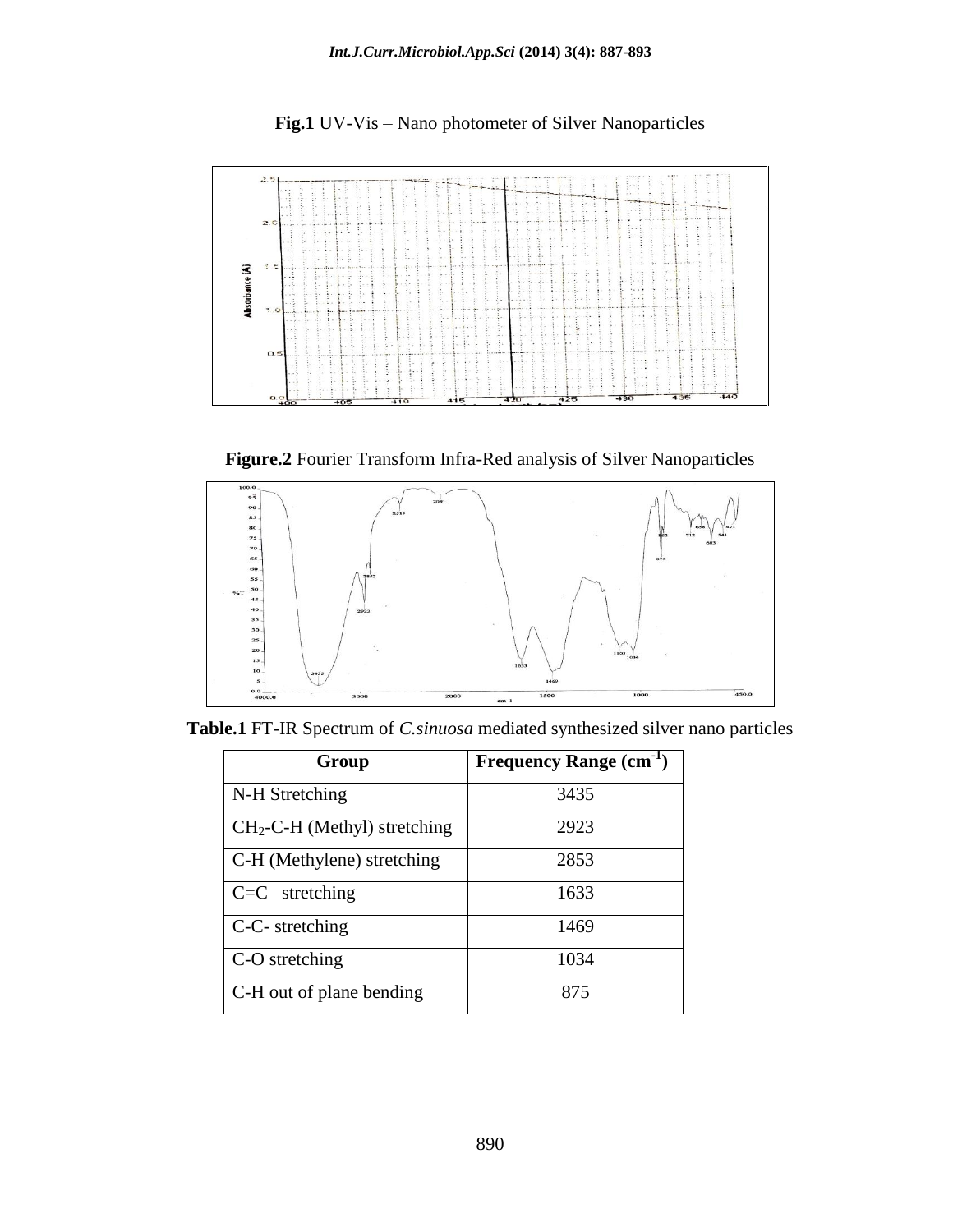**Fig.1** UV-Vis – Nano photometer of Silver Nanoparticles

**Figure.2** Fourier Transform Infra-Red analysis of Silver Nanoparticles

**Table.1** FT-IR Spectrum of *C.sinuosa* mediated synthesized silver nano particles

| Group | Frequency Range ($cm^{-1}$) |
|---|---|
| N-H Stretching | 3435 |
| $CH_2$-C-H (Methyl) stretching | 2923 |
| C-H (Methylene) stretching | 2853 |
| C=C –stretching | 1633 |
| C-C- stretching | 1469 |
| C-O stretching | 1034 |
| C-H out of plane bending | 875 |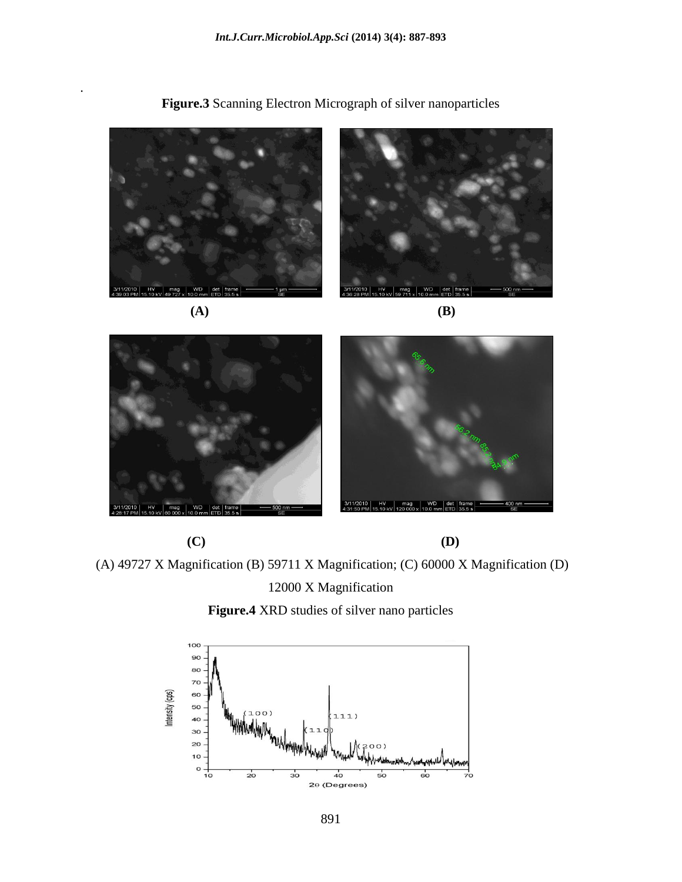**Figure.3** Scanning Electron Micrograph of silver nanoparticles

(A) (B)

(C) (D)

(A) 49727 X Magnification (B) 59711 X Magnification; (C) 60000 X Magnification (D) 12000 X Magnification

**Figure.4** XRD studies of silver nano particles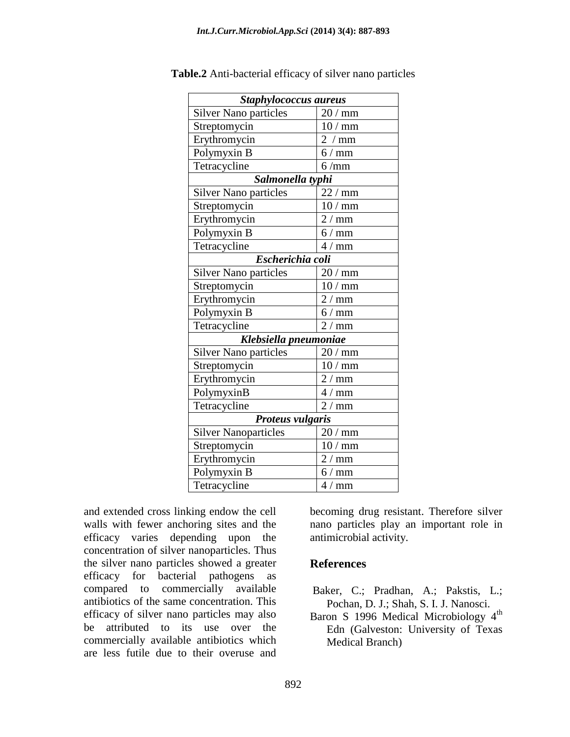**Table.2** Anti-bacterial efficacy of silver nano particles

| ***Staphylococcus aureus*** | |
|---|---|
| Silver Nano particles | 20 / mm |
| Streptomycin | 10 / mm |
| Erythromycin | 2 / mm |
| Polymyxin B | 6 / mm |
| Tetracycline | 6 /mm |
| ***Salmonella typhi*** | |
| Silver Nano particles | 22 / mm |
| Streptomycin | 10 / mm |
| Erythromycin | 2 / mm |
| Polymyxin B | 6 / mm |
| Tetracycline | 4 / mm |
| ***Escherichia coli*** | |
| Silver Nano particles | 20 / mm |
| Streptomycin | 10 / mm |
| Erythromycin | 2 / mm |
| Polymyxin B | 6 / mm |
| Tetracycline | 2 / mm |
| ***Klebsiella pneumoniae*** | |
| Silver Nano particles | 20 / mm |
| Streptomycin | 10 / mm |
| Erythromycin | 2 / mm |
| PolymyxinB | 4 / mm |
| Tetracycline | 2 / mm |
| ***Proteus vulgaris*** | |
| Silver Nanoparticles | 20 / mm |
| Streptomycin | 10 / mm |
| Erythromycin | 2 / mm |
| Polymyxin B | 6 / mm |
| Tetracycline | 4 / mm |

and extended cross linking endow the cell walls with fewer anchoring sites and the efficacy varies depending upon the concentration of silver nanoparticles. Thus the silver nano particles showed a greater efficacy for bacterial pathogens as compared to commercially available antibiotics of the same concentration. This efficacy of silver nano particles may also be attributed to its use over the commercially available antibiotics which are less futile due to their overuse and becoming drug resistant. Therefore silver nano particles play an important role in antimicrobial activity.

## References

Baker, C.; Pradhan, A.; Pakstis, L.; Pochan, D. J.; Shah, S. I. J. Nanosci.

Baron S 1996 Medical Microbiology 4th Edn (Galveston: University of Texas Medical Branch)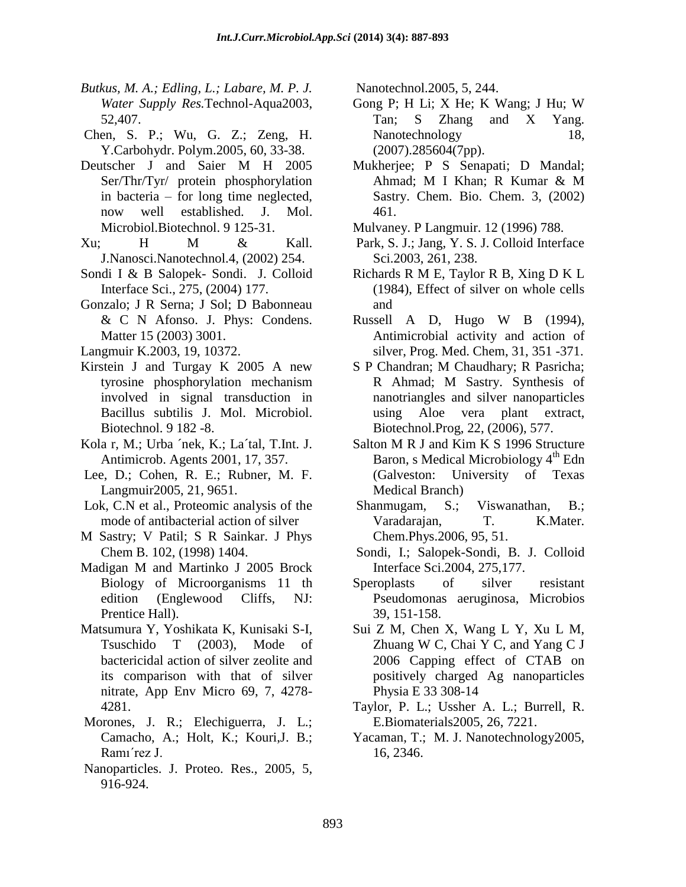*Butkus, M. A.; Edling, L.; Labare, M. P. J. Water Supply Res.*Technol-Aqua2003, 52,407.

Chen, S. P.; Wu, G. Z.; Zeng, H. Y.Carbohydr. Polym.2005, 60, 33-38.

Deutscher J and Saier M H 2005 Ser/Thr/Tyr/ protein phosphorylation in bacteria – for long time neglected, now well established. J. Mol. Microbiol.Biotechnol. 9 125-31.

Xu; H M & Kall. J.Nanosci.Nanotechnol.4, (2002) 254.

Sondi I & B Salopek- Sondi. J. Colloid Interface Sci., 275, (2004) 177.

Gonzalo; J R Serna; J Sol; D Babonneau & C N Afonso. J. Phys: Condens. Matter 15 (2003) 3001.

Langmuir K.2003, 19, 10372.

Kirstein J and Turgay K 2005 A new tyrosine phosphorylation mechanism involved in signal transduction in Bacillus subtilis J. Mol. Microbiol. Biotechnol. 9 182 -8.

Kola r, M.; Urba ´nek, K.; La´tal, T.Int. J. Antimicrob. Agents 2001, 17, 357.

Lee, D.; Cohen, R. E.; Rubner, M. F. Langmuir2005, 21, 9651.

Lok, C.N et al., Proteomic analysis of the mode of antibacterial action of silver

M Sastry; V Patil; S R Sainkar. J Phys Chem B. 102, (1998) 1404.

Madigan M and Martinko J 2005 Brock Biology of Microorganisms 11 th edition (Englewood Cliffs, NJ: Prentice Hall).

Matsumura Y, Yoshikata K, Kunisaki S-I, Tsuschido T (2003), Mode of bactericidal action of silver zeolite and its comparison with that of silver nitrate, App Env Micro 69, 7, 4278-4281.

Morones, J. R.; Elechiguerra, J. L.; Camacho, A.; Holt, K.; Kouri,J. B.; Ramı´rez J.

Nanoparticles. J. Proteo. Res., 2005, 5, 916-924.

Nanotechnol.2005, 5, 244.

Gong P; H Li; X He; K Wang; J Hu; W Tan; S Zhang and X Yang. Nanotechnology 18, (2007).285604(7pp).

Mukherjee; P S Senapati; D Mandal; Ahmad; M I Khan; R Kumar & M Sastry. Chem. Bio. Chem. 3, (2002) 461.

Mulvaney. P Langmuir. 12 (1996) 788.

Park, S. J.; Jang, Y. S. J. Colloid Interface Sci.2003, 261, 238.

Richards R M E, Taylor R B, Xing D K L (1984), Effect of silver on whole cells and

Russell A D, Hugo W B (1994), Antimicrobial activity and action of silver, Prog. Med. Chem, 31, 351 -371.

S P Chandran; M Chaudhary; R Pasricha; R Ahmad; M Sastry. Synthesis of nanotriangles and silver nanoparticles using Aloe vera plant extract, Biotechnol.Prog, 22, (2006), 577.

Salton M R J and Kim K S 1996 Structure Baron, s Medical Microbiology 4th Edn (Galveston: University of Texas Medical Branch)

Shanmugam, S.; Viswanathan, B.; Varadarajan, T. K.Mater. Chem.Phys.2006, 95, 51.

Sondi, I.; Salopek-Sondi, B. J. Colloid Interface Sci.2004, 275,177.

Speroplasts of silver resistant Pseudomonas aeruginosa, Microbios 39, 151-158.

Sui Z M, Chen X, Wang L Y, Xu L M, Zhuang W C, Chai Y C, and Yang C J 2006 Capping effect of CTAB on positively charged Ag nanoparticles Physia E 33 308-14

Taylor, P. L.; Ussher A. L.; Burrell, R. E.Biomaterials2005, 26, 7221.

Yacaman, T.; M. J. Nanotechnology2005, 16, 2346.